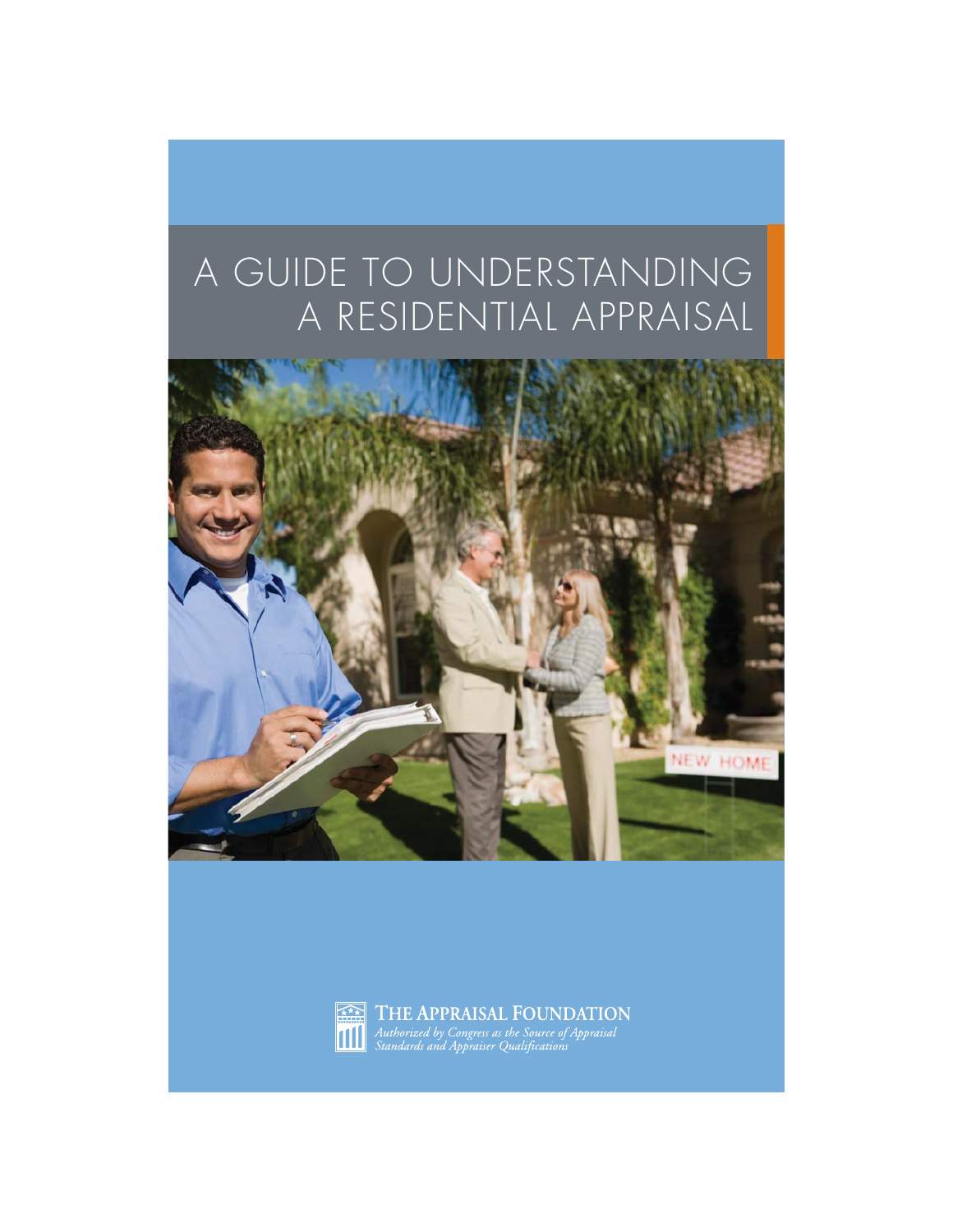# A GUIDE TO UNDERSTANDING A RESIDENTIAL APPRAISAL

THE APPRAISAL FOUNDATION

*Authorized by Congress as the Source of Appraisal Standards and Appraiser Qualifications*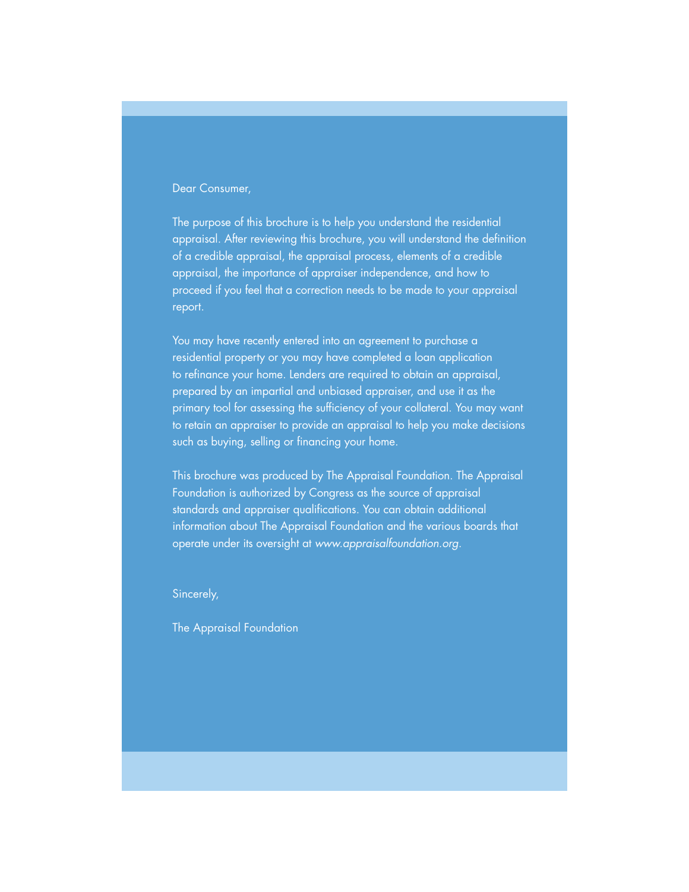Dear Consumer,

The purpose of this brochure is to help you understand the residential appraisal. After reviewing this brochure, you will understand the definition of a credible appraisal, the appraisal process, elements of a credible appraisal, the importance of appraiser independence, and how to proceed if you feel that a correction needs to be made to your appraisal report.

You may have recently entered into an agreement to purchase a residential property or you may have completed a loan application to refinance your home. Lenders are required to obtain an appraisal, prepared by an impartial and unbiased appraiser, and use it as the primary tool for assessing the sufficiency of your collateral. You may want to retain an appraiser to provide an appraisal to help you make decisions such as buying, selling or financing your home.

This brochure was produced by The Appraisal Foundation. The Appraisal Foundation is authorized by Congress as the source of appraisal standards and appraiser qualifications. You can obtain additional information about The Appraisal Foundation and the various boards that operate under its oversight at *www.appraisalfoundation.org*.

Sincerely,

The Appraisal Foundation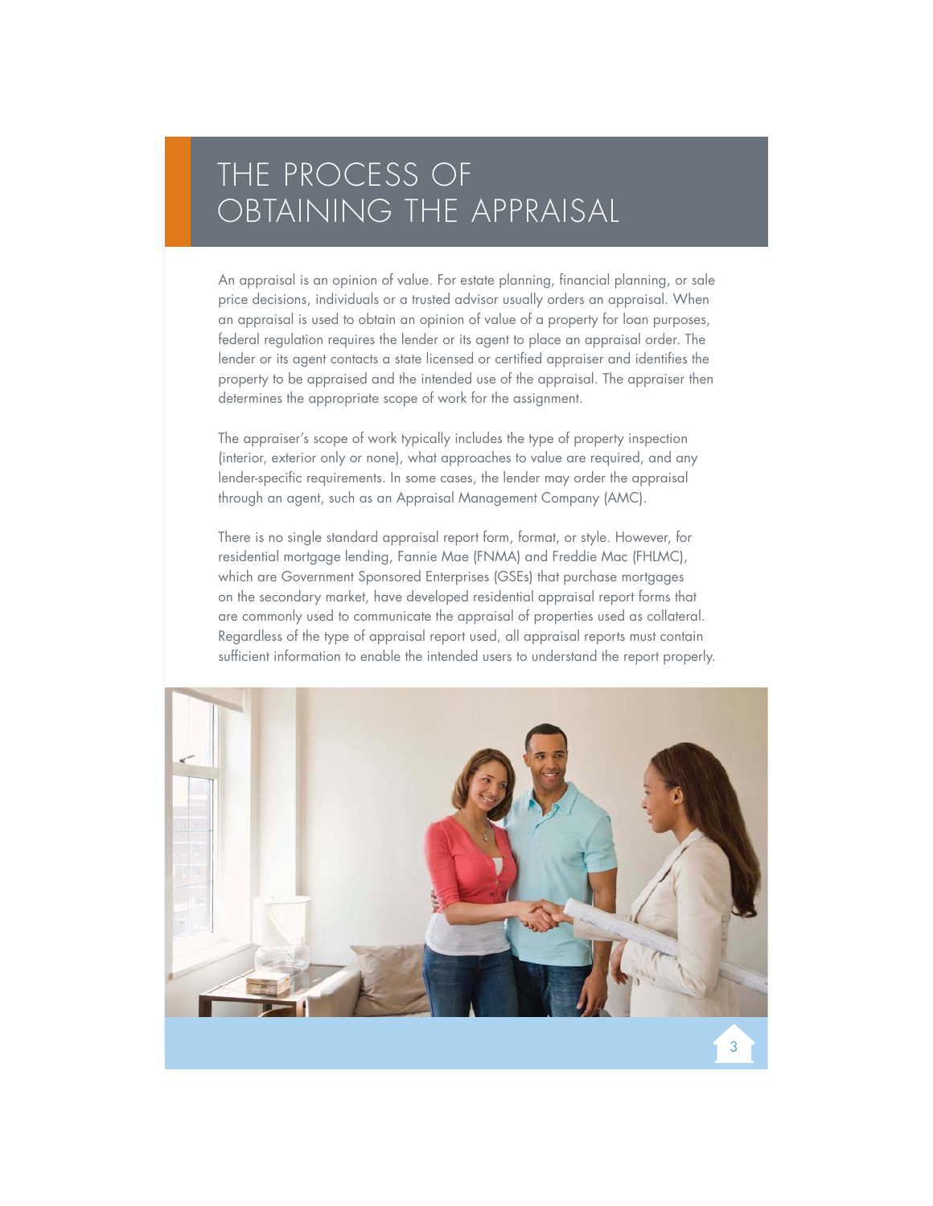# THE PROCESS OF OBTAINING THE APPRAISAL

An appraisal is an opinion of value. For estate planning, financial planning, or sale price decisions, individuals or a trusted advisor usually orders an appraisal. When an appraisal is used to obtain an opinion of value of a property for loan purposes, federal regulation requires the lender or its agent to place an appraisal order. The lender or its agent contacts a state licensed or certified appraiser and identifies the property to be appraised and the intended use of the appraisal. The appraiser then determines the appropriate scope of work for the assignment.

The appraiser's scope of work typically includes the type of property inspection (interior, exterior only or none), what approaches to value are required, and any lender-specific requirements. In some cases, the lender may order the appraisal through an agent, such as an Appraisal Management Company (AMC).

There is no single standard appraisal report form, format, or style. However, for residential mortgage lending, Fannie Mae (FNMA) and Freddie Mac (FHLMC), which are Government Sponsored Enterprises (GSEs) that purchase mortgages on the secondary market, have developed residential appraisal report forms that are commonly used to communicate the appraisal of properties used as collateral. Regardless of the type of appraisal report used, all appraisal reports must contain sufficient information to enable the intended users to understand the report properly.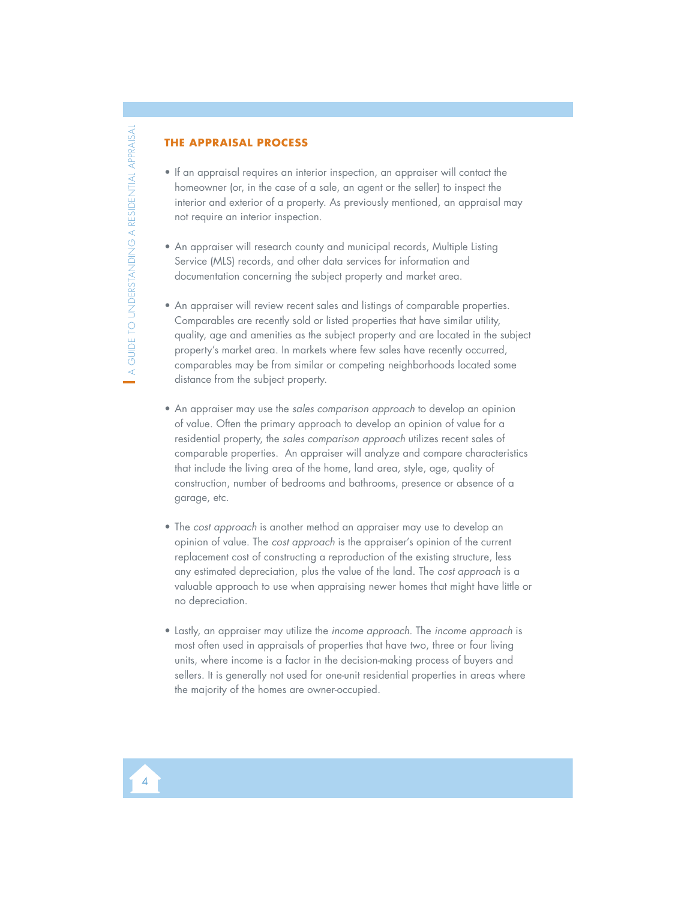## THE APPRAISAL PROCESS

- If an appraisal requires an interior inspection, an appraiser will contact the homeowner (or, in the case of a sale, an agent or the seller) to inspect the interior and exterior of a property. As previously mentioned, an appraisal may not require an interior inspection.

- An appraiser will research county and municipal records, Multiple Listing Service (MLS) records, and other data services for information and documentation concerning the subject property and market area.

- An appraiser will review recent sales and listings of comparable properties. Comparables are recently sold or listed properties that have similar utility, quality, age and amenities as the subject property and are located in the subject property's market area. In markets where few sales have recently occurred, comparables may be from similar or competing neighborhoods located some distance from the subject property.

- An appraiser may use the *sales comparison approach* to develop an opinion of value. Often the primary approach to develop an opinion of value for a residential property, the *sales comparison approach* utilizes recent sales of comparable properties. An appraiser will analyze and compare characteristics that include the living area of the home, land area, style, age, quality of construction, number of bedrooms and bathrooms, presence or absence of a garage, etc.

- The *cost approach* is another method an appraiser may use to develop an opinion of value. The *cost approach* is the appraiser's opinion of the current replacement cost of constructing a reproduction of the existing structure, less any estimated depreciation, plus the value of the land. The *cost approach* is a valuable approach to use when appraising newer homes that might have little or no depreciation.

- Lastly, an appraiser may utilize the *income approach*. The *income approach* is most often used in appraisals of properties that have two, three or four living units, where income is a factor in the decision-making process of buyers and sellers. It is generally not used for one-unit residential properties in areas where the majority of the homes are owner-occupied.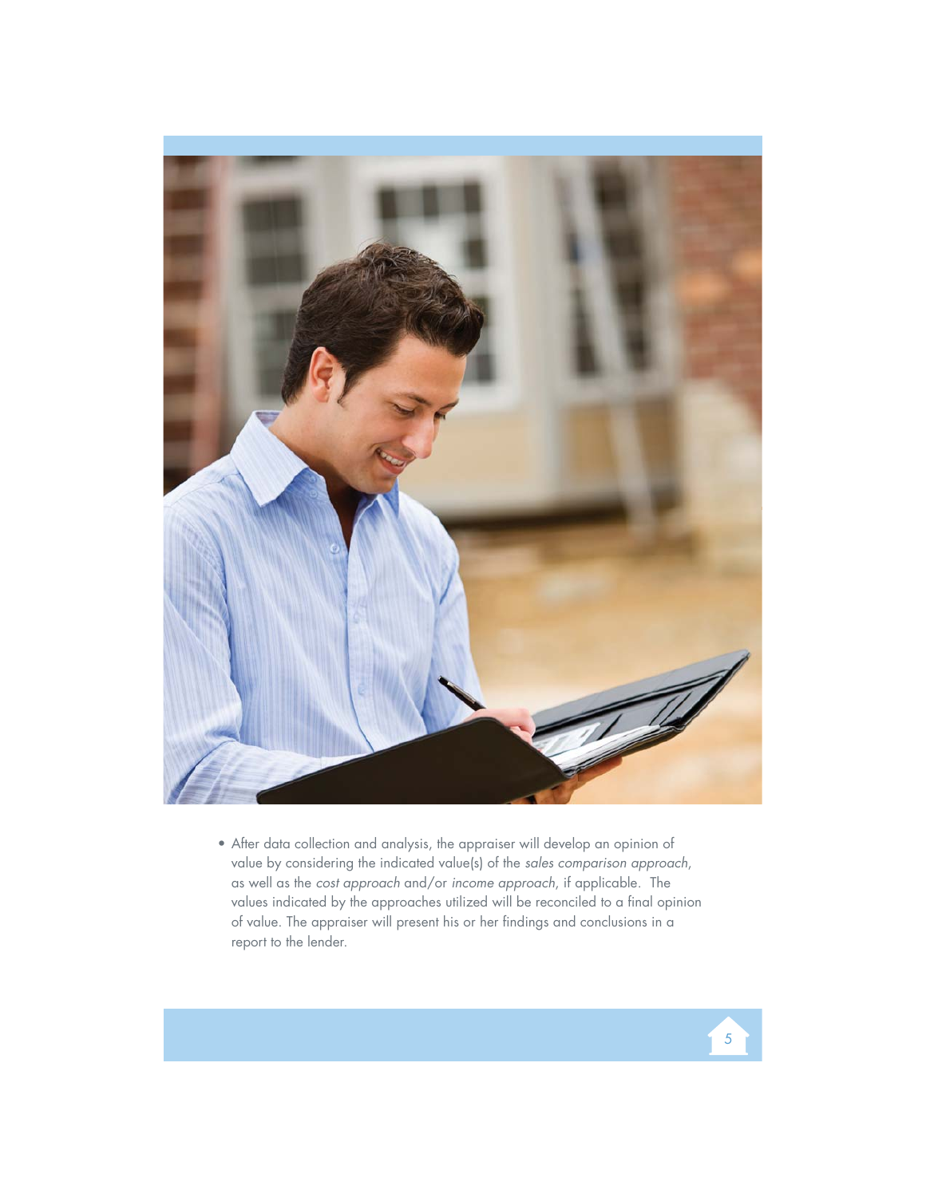- After data collection and analysis, the appraiser will develop an opinion of value by considering the indicated value(s) of the *sales comparison approach*, as well as the *cost approach* and/or *income approach*, if applicable. The values indicated by the approaches utilized will be reconciled to a final opinion of value. The appraiser will present his or her findings and conclusions in a report to the lender.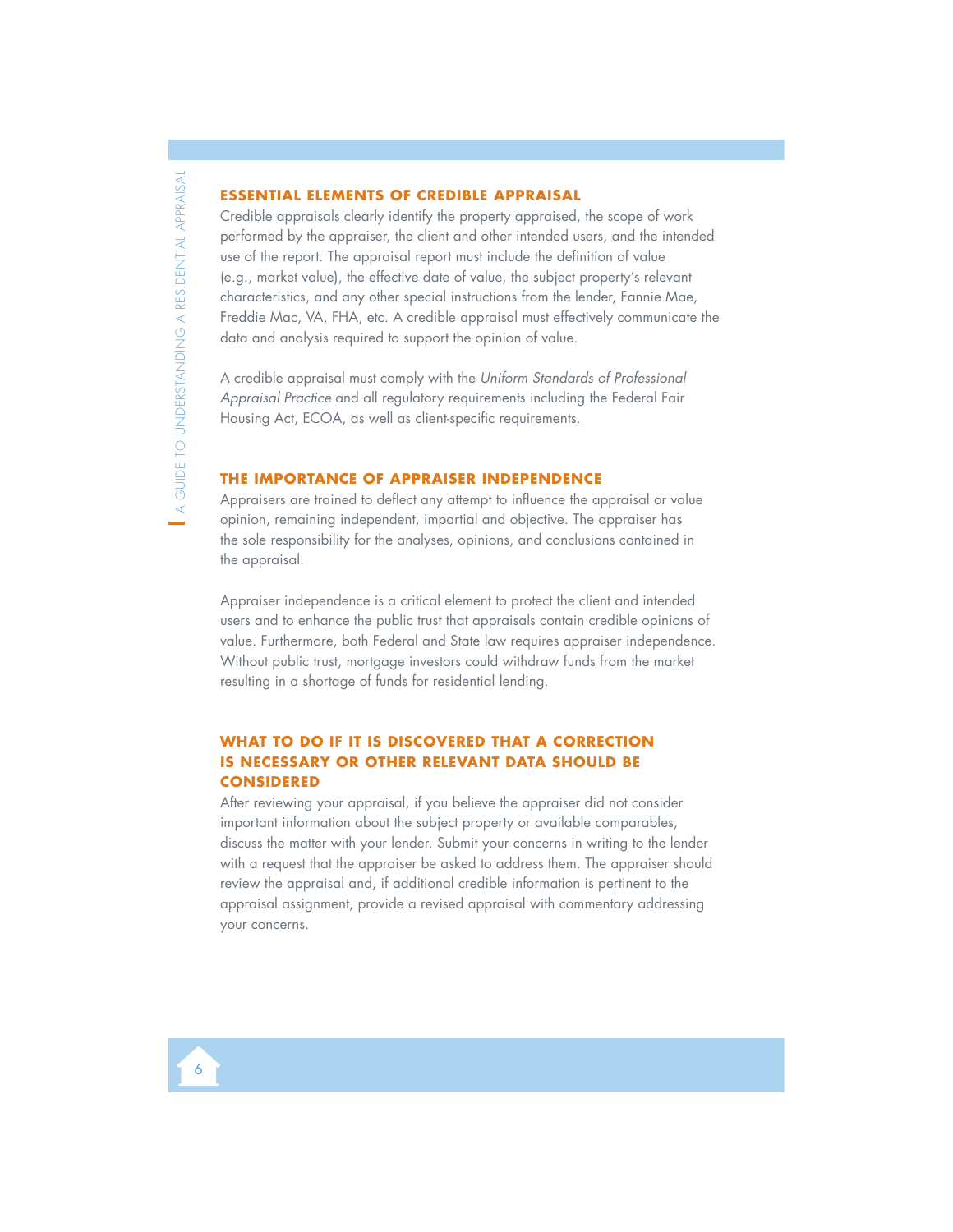## ESSENTIAL ELEMENTS OF CREDIBLE APPRAISAL

Credible appraisals clearly identify the property appraised, the scope of work performed by the appraiser, the client and other intended users, and the intended use of the report. The appraisal report must include the definition of value (e.g., market value), the effective date of value, the subject property's relevant characteristics, and any other special instructions from the lender, Fannie Mae, Freddie Mac, VA, FHA, etc. A credible appraisal must effectively communicate the data and analysis required to support the opinion of value.

A credible appraisal must comply with the *Uniform Standards of Professional Appraisal Practice* and all regulatory requirements including the Federal Fair Housing Act, ECOA, as well as client-specific requirements.

## THE IMPORTANCE OF APPRAISER INDEPENDENCE

Appraisers are trained to deflect any attempt to influence the appraisal or value opinion, remaining independent, impartial and objective. The appraiser has the sole responsibility for the analyses, opinions, and conclusions contained in the appraisal.

Appraiser independence is a critical element to protect the client and intended users and to enhance the public trust that appraisals contain credible opinions of value. Furthermore, both Federal and State law requires appraiser independence. Without public trust, mortgage investors could withdraw funds from the market resulting in a shortage of funds for residential lending.

## WHAT TO DO IF IT IS DISCOVERED THAT A CORRECTION IS NECESSARY OR OTHER RELEVANT DATA SHOULD BE CONSIDERED

After reviewing your appraisal, if you believe the appraiser did not consider important information about the subject property or available comparables, discuss the matter with your lender. Submit your concerns in writing to the lender with a request that the appraiser be asked to address them. The appraiser should review the appraisal and, if additional credible information is pertinent to the appraisal assignment, provide a revised appraisal with commentary addressing your concerns.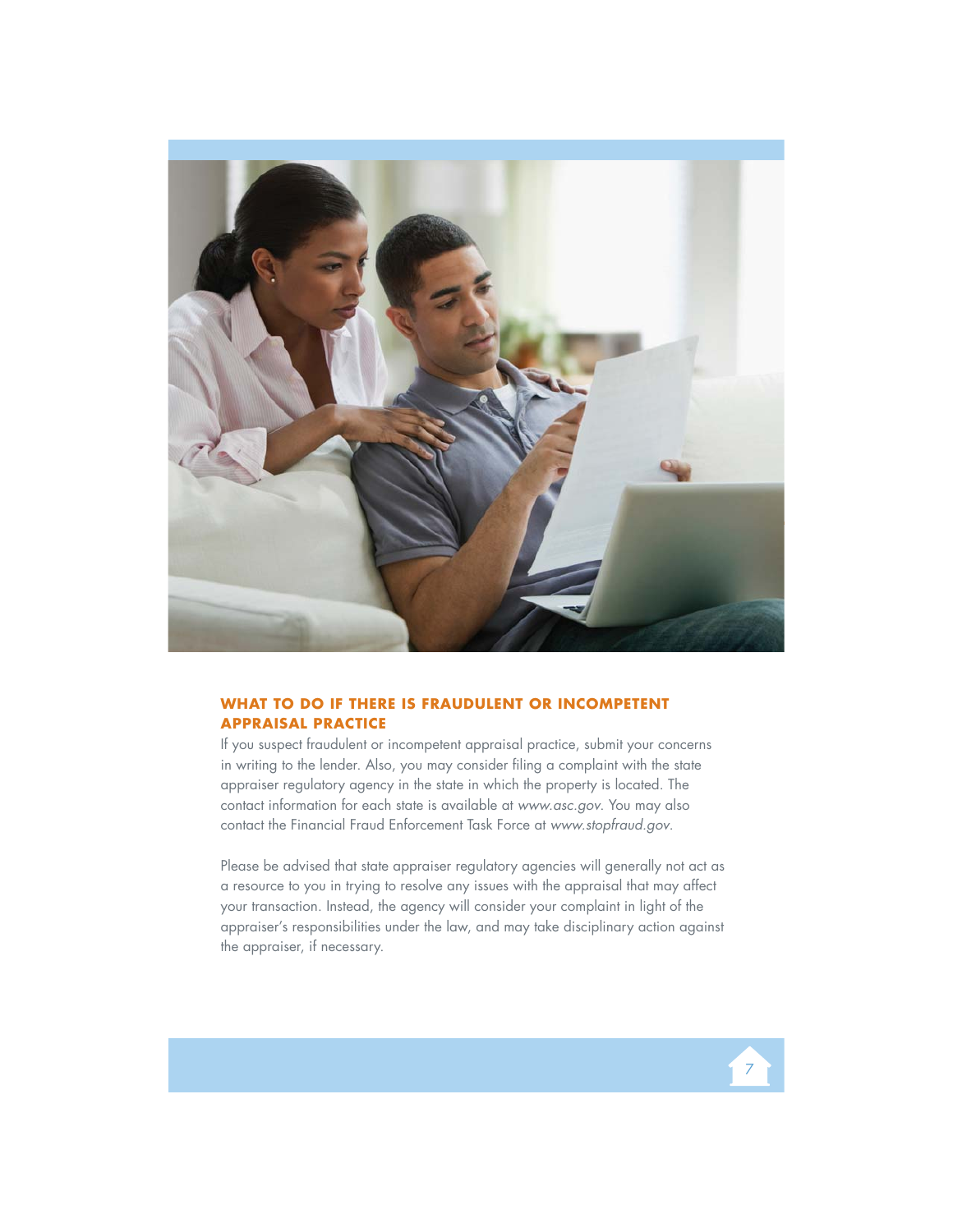## WHAT TO DO IF THERE IS FRAUDULENT OR INCOMPETENT APPRAISAL PRACTICE

If you suspect fraudulent or incompetent appraisal practice, submit your concerns in writing to the lender. Also, you may consider filing a complaint with the state appraiser regulatory agency in the state in which the property is located. The contact information for each state is available at *www.asc.gov*. You may also contact the Financial Fraud Enforcement Task Force at *www.stopfraud.gov*.

Please be advised that state appraiser regulatory agencies will generally not act as a resource to you in trying to resolve any issues with the appraisal that may affect your transaction. Instead, the agency will consider your complaint in light of the appraiser's responsibilities under the law, and may take disciplinary action against the appraiser, if necessary.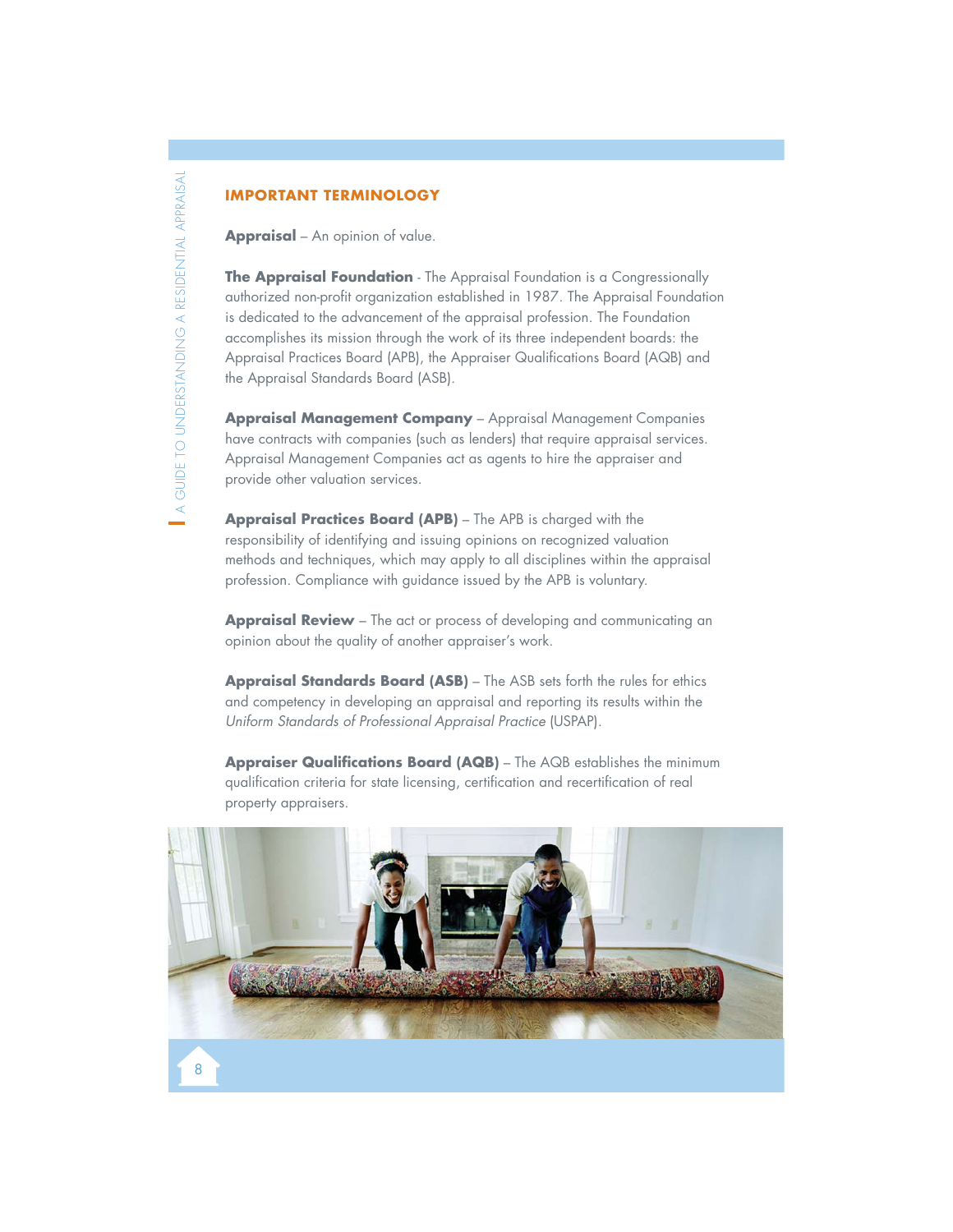## IMPORTANT TERMINOLOGY

**Appraisal** – An opinion of value.

**The Appraisal Foundation** - The Appraisal Foundation is a Congressionally authorized non-profit organization established in 1987. The Appraisal Foundation is dedicated to the advancement of the appraisal profession. The Foundation accomplishes its mission through the work of its three independent boards: the Appraisal Practices Board (APB), the Appraiser Qualifications Board (AQB) and the Appraisal Standards Board (ASB).

**Appraisal Management Company** – Appraisal Management Companies have contracts with companies (such as lenders) that require appraisal services. Appraisal Management Companies act as agents to hire the appraiser and provide other valuation services.

**Appraisal Practices Board (APB)** – The APB is charged with the responsibility of identifying and issuing opinions on recognized valuation methods and techniques, which may apply to all disciplines within the appraisal profession. Compliance with guidance issued by the APB is voluntary.

**Appraisal Review** – The act or process of developing and communicating an opinion about the quality of another appraiser's work.

**Appraisal Standards Board (ASB)** – The ASB sets forth the rules for ethics and competency in developing an appraisal and reporting its results within the *Uniform Standards of Professional Appraisal Practice* (USPAP).

**Appraiser Qualifications Board (AQB)** – The AQB establishes the minimum qualification criteria for state licensing, certification and recertification of real property appraisers.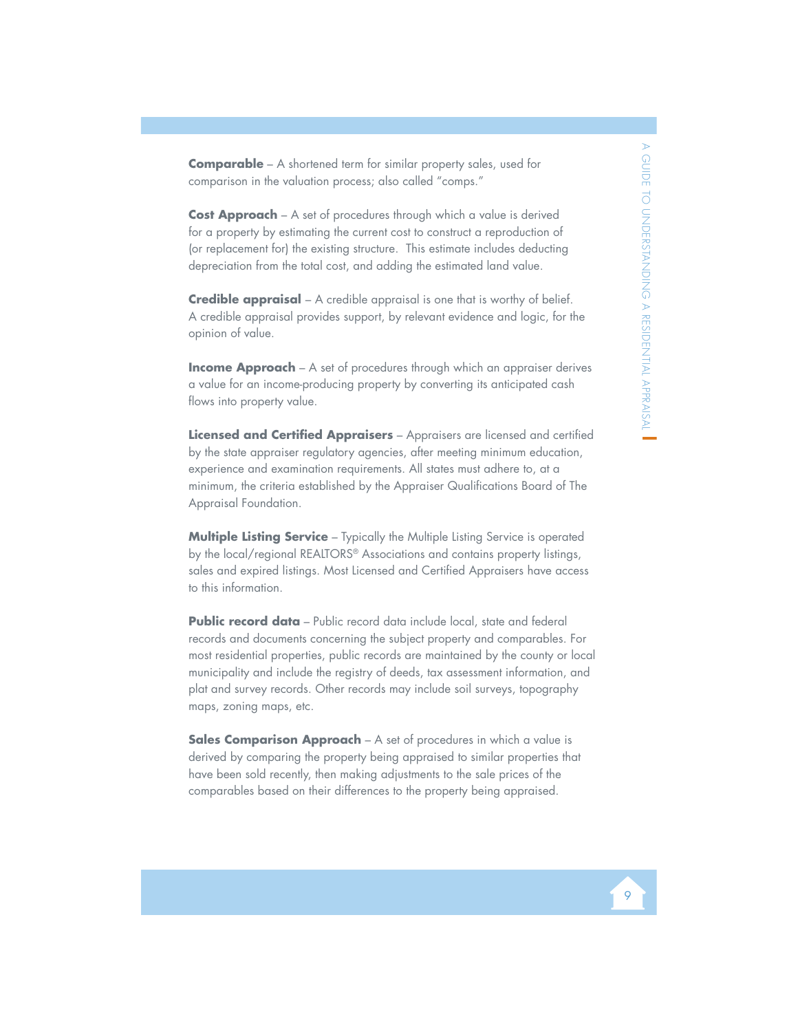**Comparable** – A shortened term for similar property sales, used for comparison in the valuation process; also called "comps."

**Cost Approach** – A set of procedures through which a value is derived for a property by estimating the current cost to construct a reproduction of (or replacement for) the existing structure. This estimate includes deducting depreciation from the total cost, and adding the estimated land value.

**Credible appraisal** – A credible appraisal is one that is worthy of belief. A credible appraisal provides support, by relevant evidence and logic, for the opinion of value.

**Income Approach** – A set of procedures through which an appraiser derives a value for an income-producing property by converting its anticipated cash flows into property value.

**Licensed and Certified Appraisers** – Appraisers are licensed and certified by the state appraiser regulatory agencies, after meeting minimum education, experience and examination requirements. All states must adhere to, at a minimum, the criteria established by the Appraiser Qualifications Board of The Appraisal Foundation.

**Multiple Listing Service** – Typically the Multiple Listing Service is operated by the local/regional REALTORS® Associations and contains property listings, sales and expired listings. Most Licensed and Certified Appraisers have access to this information.

**Public record data** – Public record data include local, state and federal records and documents concerning the subject property and comparables. For most residential properties, public records are maintained by the county or local municipality and include the registry of deeds, tax assessment information, and plat and survey records. Other records may include soil surveys, topography maps, zoning maps, etc.

**Sales Comparison Approach** – A set of procedures in which a value is derived by comparing the property being appraised to similar properties that have been sold recently, then making adjustments to the sale prices of the comparables based on their differences to the property being appraised.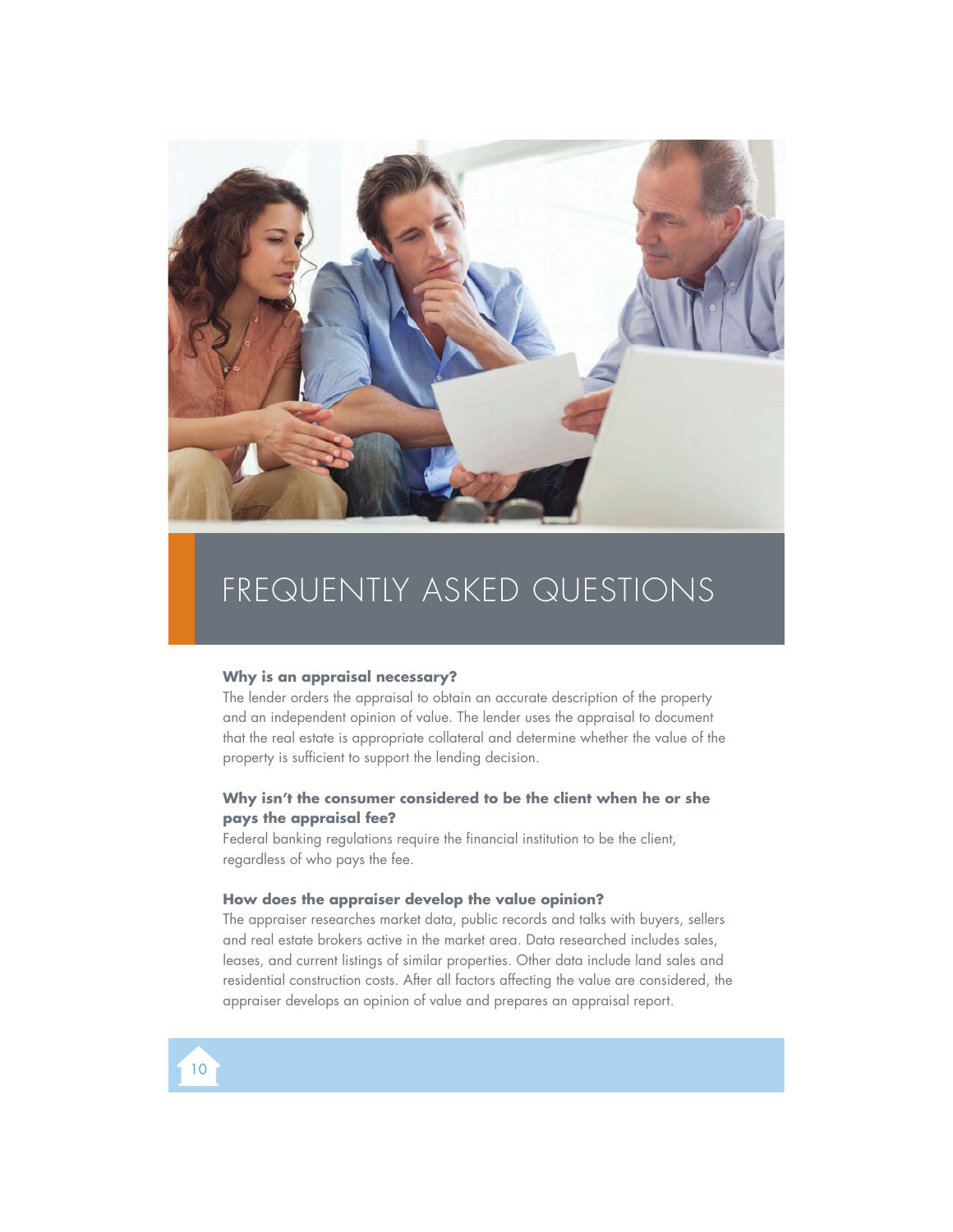# FREQUENTLY ASKED QUESTIONS

**Why is an appraisal necessary?**

The lender orders the appraisal to obtain an accurate description of the property and an independent opinion of value. The lender uses the appraisal to document that the real estate is appropriate collateral and determine whether the value of the property is sufficient to support the lending decision.

**Why isn't the consumer considered to be the client when he or she pays the appraisal fee?**

Federal banking regulations require the financial institution to be the client, regardless of who pays the fee.

**How does the appraiser develop the value opinion?**

The appraiser researches market data, public records and talks with buyers, sellers and real estate brokers active in the market area. Data researched includes sales, leases, and current listings of similar properties. Other data include land sales and residential construction costs. After all factors affecting the value are considered, the appraiser develops an opinion of value and prepares an appraisal report.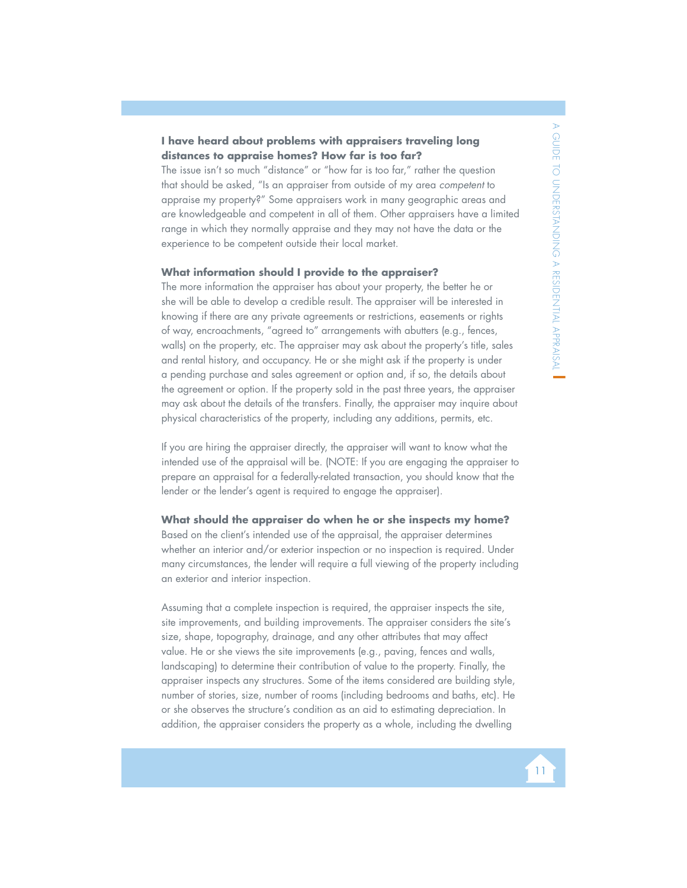### I have heard about problems with appraisers traveling long distances to appraise homes? How far is too far?

The issue isn't so much "distance" or "how far is too far," rather the question that should be asked, "Is an appraiser from outside of my area *competent* to appraise my property?" Some appraisers work in many geographic areas and are knowledgeable and competent in all of them. Other appraisers have a limited range in which they normally appraise and they may not have the data or the experience to be competent outside their local market.

### What information should I provide to the appraiser?

The more information the appraiser has about your property, the better he or she will be able to develop a credible result. The appraiser will be interested in knowing if there are any private agreements or restrictions, easements or rights of way, encroachments, "agreed to" arrangements with abutters (e.g., fences, walls) on the property, etc. The appraiser may ask about the property's title, sales and rental history, and occupancy. He or she might ask if the property is under a pending purchase and sales agreement or option and, if so, the details about the agreement or option. If the property sold in the past three years, the appraiser may ask about the details of the transfers. Finally, the appraiser may inquire about physical characteristics of the property, including any additions, permits, etc.

If you are hiring the appraiser directly, the appraiser will want to know what the intended use of the appraisal will be. (NOTE: If you are engaging the appraiser to prepare an appraisal for a federally-related transaction, you should know that the lender or the lender's agent is required to engage the appraiser).

### What should the appraiser do when he or she inspects my home?

Based on the client's intended use of the appraisal, the appraiser determines whether an interior and/or exterior inspection or no inspection is required. Under many circumstances, the lender will require a full viewing of the property including an exterior and interior inspection.

Assuming that a complete inspection is required, the appraiser inspects the site, site improvements, and building improvements. The appraiser considers the site's size, shape, topography, drainage, and any other attributes that may affect value. He or she views the site improvements (e.g., paving, fences and walls, landscaping) to determine their contribution of value to the property. Finally, the appraiser inspects any structures. Some of the items considered are building style, number of stories, size, number of rooms (including bedrooms and baths, etc). He or she observes the structure's condition as an aid to estimating depreciation. In addition, the appraiser considers the property as a whole, including the dwelling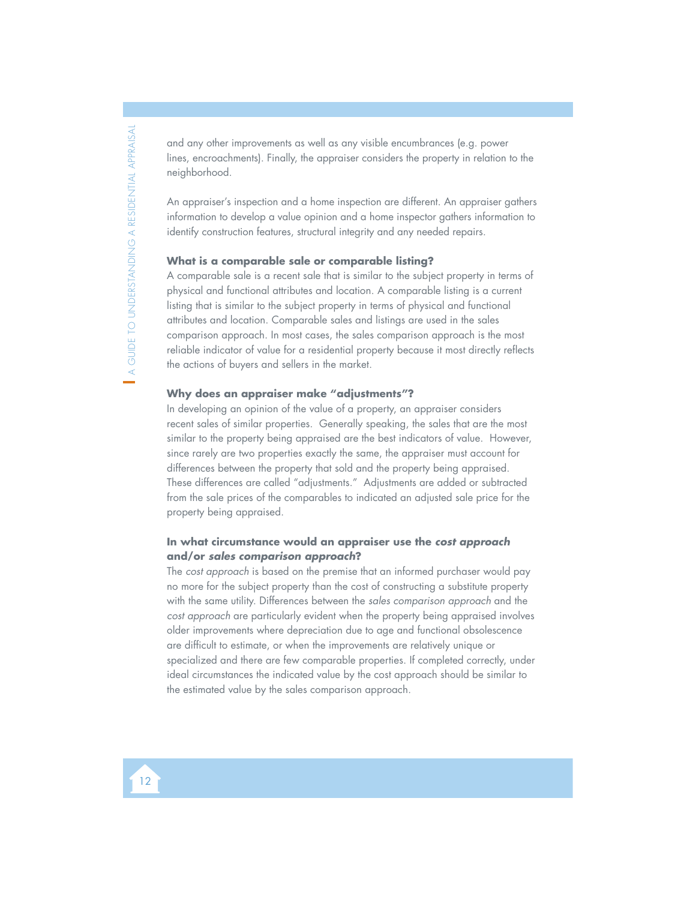and any other improvements as well as any visible encumbrances (e.g. power lines, encroachments). Finally, the appraiser considers the property in relation to the neighborhood.

An appraiser's inspection and a home inspection are different. An appraiser gathers information to develop a value opinion and a home inspector gathers information to identify construction features, structural integrity and any needed repairs.

### What is a comparable sale or comparable listing?

A comparable sale is a recent sale that is similar to the subject property in terms of physical and functional attributes and location. A comparable listing is a current listing that is similar to the subject property in terms of physical and functional attributes and location. Comparable sales and listings are used in the sales comparison approach. In most cases, the sales comparison approach is the most reliable indicator of value for a residential property because it most directly reflects the actions of buyers and sellers in the market.

### Why does an appraiser make "adjustments"?

In developing an opinion of the value of a property, an appraiser considers recent sales of similar properties. Generally speaking, the sales that are the most similar to the property being appraised are the best indicators of value. However, since rarely are two properties exactly the same, the appraiser must account for differences between the property that sold and the property being appraised. These differences are called "adjustments." Adjustments are added or subtracted from the sale prices of the comparables to indicated an adjusted sale price for the property being appraised.

### In what circumstance would an appraiser use the *cost approach* and/or *sales comparison approach*?

The *cost approach* is based on the premise that an informed purchaser would pay no more for the subject property than the cost of constructing a substitute property with the same utility. Differences between the *sales comparison approach* and the *cost approach* are particularly evident when the property being appraised involves older improvements where depreciation due to age and functional obsolescence are difficult to estimate, or when the improvements are relatively unique or specialized and there are few comparable properties. If completed correctly, under ideal circumstances the indicated value by the cost approach should be similar to the estimated value by the sales comparison approach.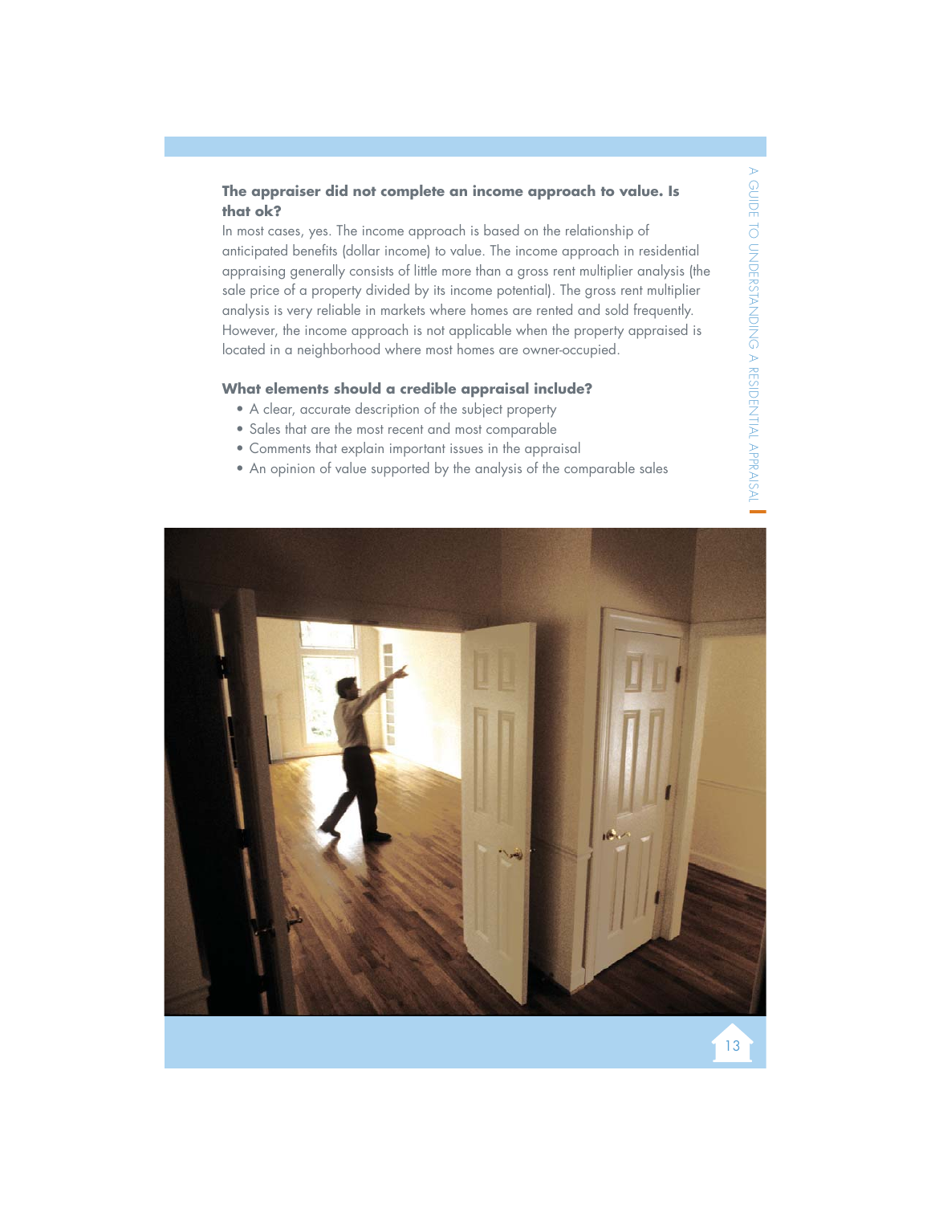### The appraiser did not complete an income approach to value. Is that ok?

In most cases, yes. The income approach is based on the relationship of anticipated benefits (dollar income) to value. The income approach in residential appraising generally consists of little more than a gross rent multiplier analysis (the sale price of a property divided by its income potential). The gross rent multiplier analysis is very reliable in markets where homes are rented and sold frequently. However, the income approach is not applicable when the property appraised is located in a neighborhood where most homes are owner-occupied.

### What elements should a credible appraisal include?

- A clear, accurate description of the subject property
- Sales that are the most recent and most comparable
- Comments that explain important issues in the appraisal
- An opinion of value supported by the analysis of the comparable sales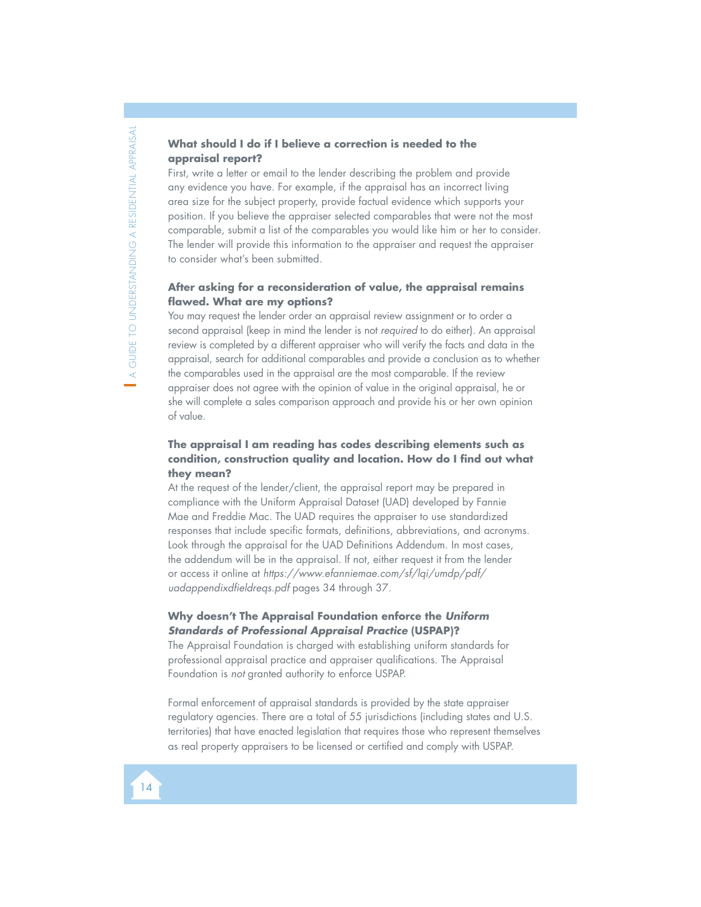### What should I do if I believe a correction is needed to the appraisal report?

First, write a letter or email to the lender describing the problem and provide any evidence you have. For example, if the appraisal has an incorrect living area size for the subject property, provide factual evidence which supports your position. If you believe the appraiser selected comparables that were not the most comparable, submit a list of the comparables you would like him or her to consider. The lender will provide this information to the appraiser and request the appraiser to consider what's been submitted.

### After asking for a reconsideration of value, the appraisal remains flawed. What are my options?

You may request the lender order an appraisal review assignment or to order a second appraisal (keep in mind the lender is not *required* to do either). An appraisal review is completed by a different appraiser who will verify the facts and data in the appraisal, search for additional comparables and provide a conclusion as to whether the comparables used in the appraisal are the most comparable. If the review appraiser does not agree with the opinion of value in the original appraisal, he or she will complete a sales comparison approach and provide his or her own opinion of value.

### The appraisal I am reading has codes describing elements such as condition, construction quality and location. How do I find out what they mean?

At the request of the lender/client, the appraisal report may be prepared in compliance with the Uniform Appraisal Dataset (UAD) developed by Fannie Mae and Freddie Mac. The UAD requires the appraiser to use standardized responses that include specific formats, definitions, abbreviations, and acronyms. Look through the appraisal for the UAD Definitions Addendum. In most cases, the addendum will be in the appraisal. If not, either request it from the lender or access it online at *https://www.efanniemae.com/sf/lqi/umdp/pdf/uadappendixdfieldreqs.pdf* pages 34 through 37.

### Why doesn't The Appraisal Foundation enforce the *Uniform Standards of Professional Appraisal Practice* (USPAP)?

The Appraisal Foundation is charged with establishing uniform standards for professional appraisal practice and appraiser qualifications. The Appraisal Foundation is *not* granted authority to enforce USPAP.

Formal enforcement of appraisal standards is provided by the state appraiser regulatory agencies. There are a total of 55 jurisdictions (including states and U.S. territories) that have enacted legislation that requires those who represent themselves as real property appraisers to be licensed or certified and comply with USPAP.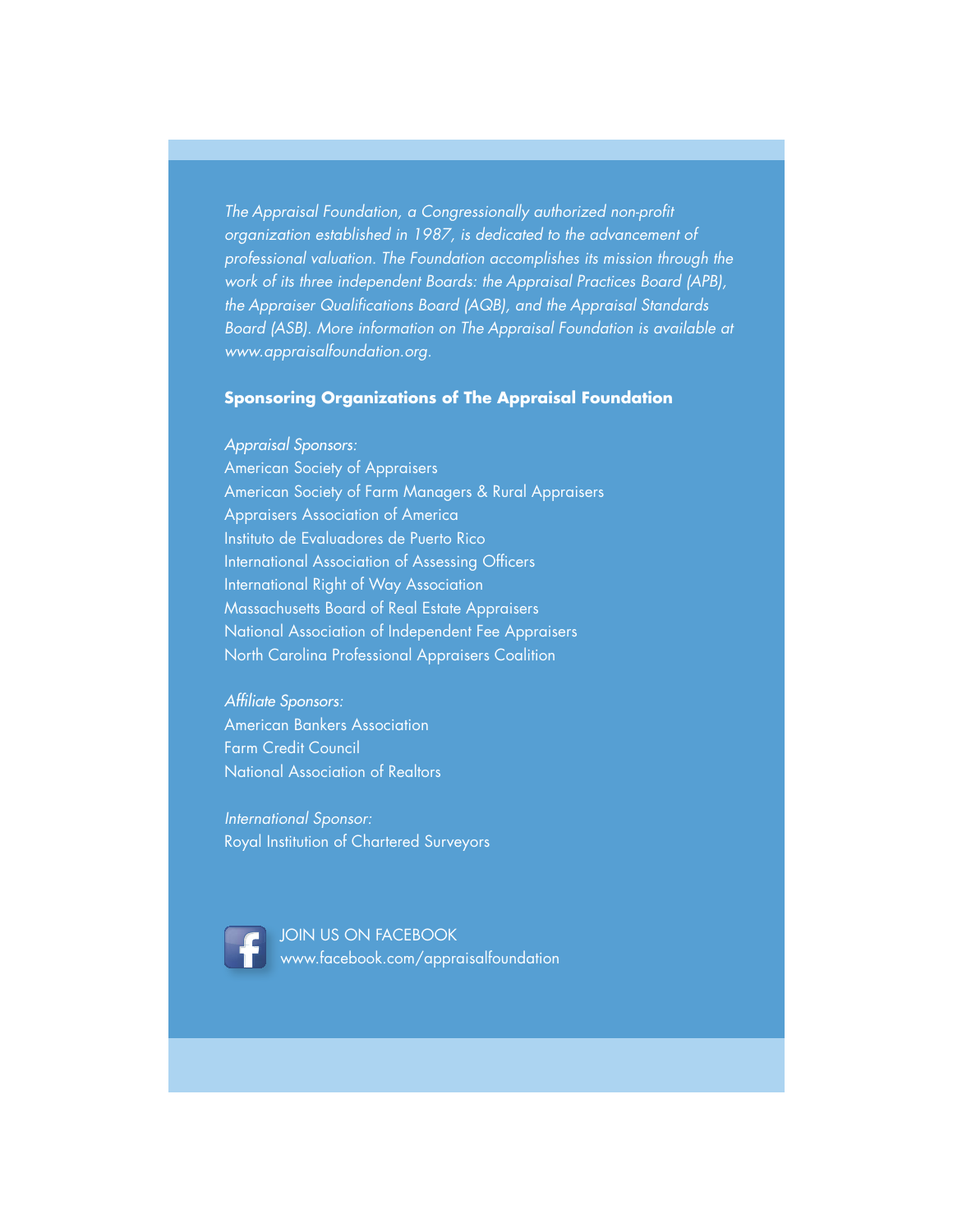*The Appraisal Foundation, a Congressionally authorized non-profit organization established in 1987, is dedicated to the advancement of professional valuation. The Foundation accomplishes its mission through the work of its three independent Boards: the Appraisal Practices Board (APB), the Appraiser Qualifications Board (AQB), and the Appraisal Standards Board (ASB). More information on The Appraisal Foundation is available at www.appraisalfoundation.org.*

## Sponsoring Organizations of The Appraisal Foundation

*Appraisal Sponsors:*

American Society of Appraisers
American Society of Farm Managers & Rural Appraisers
Appraisers Association of America
Instituto de Evaluadores de Puerto Rico
International Association of Assessing Officers
International Right of Way Association
Massachusetts Board of Real Estate Appraisers
National Association of Independent Fee Appraisers
North Carolina Professional Appraisers Coalition

*Affiliate Sponsors:*

American Bankers Association
Farm Credit Council
National Association of Realtors

*International Sponsor:*

Royal Institution of Chartered Surveyors

JOIN US ON FACEBOOK
www.facebook.com/appraisalfoundation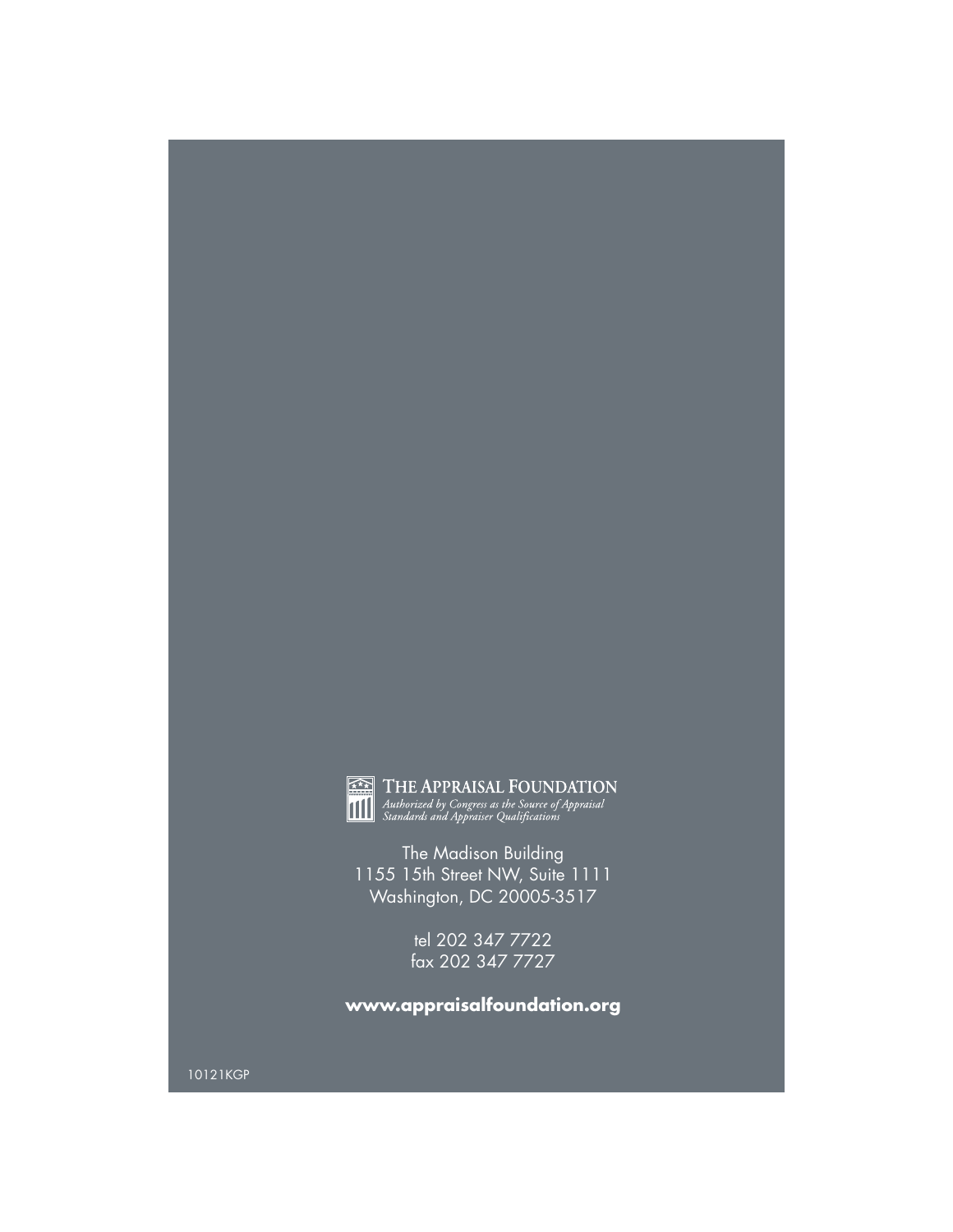THE APPRAISAL FOUNDATION

*Authorized by Congress as the Source of Appraisal Standards and Appraiser Qualifications*

The Madison Building
1155 15th Street NW, Suite 1111
Washington, DC 20005-3517

tel 202 347 7722
fax 202 347 7727

**www.appraisalfoundation.org**

10121KGP